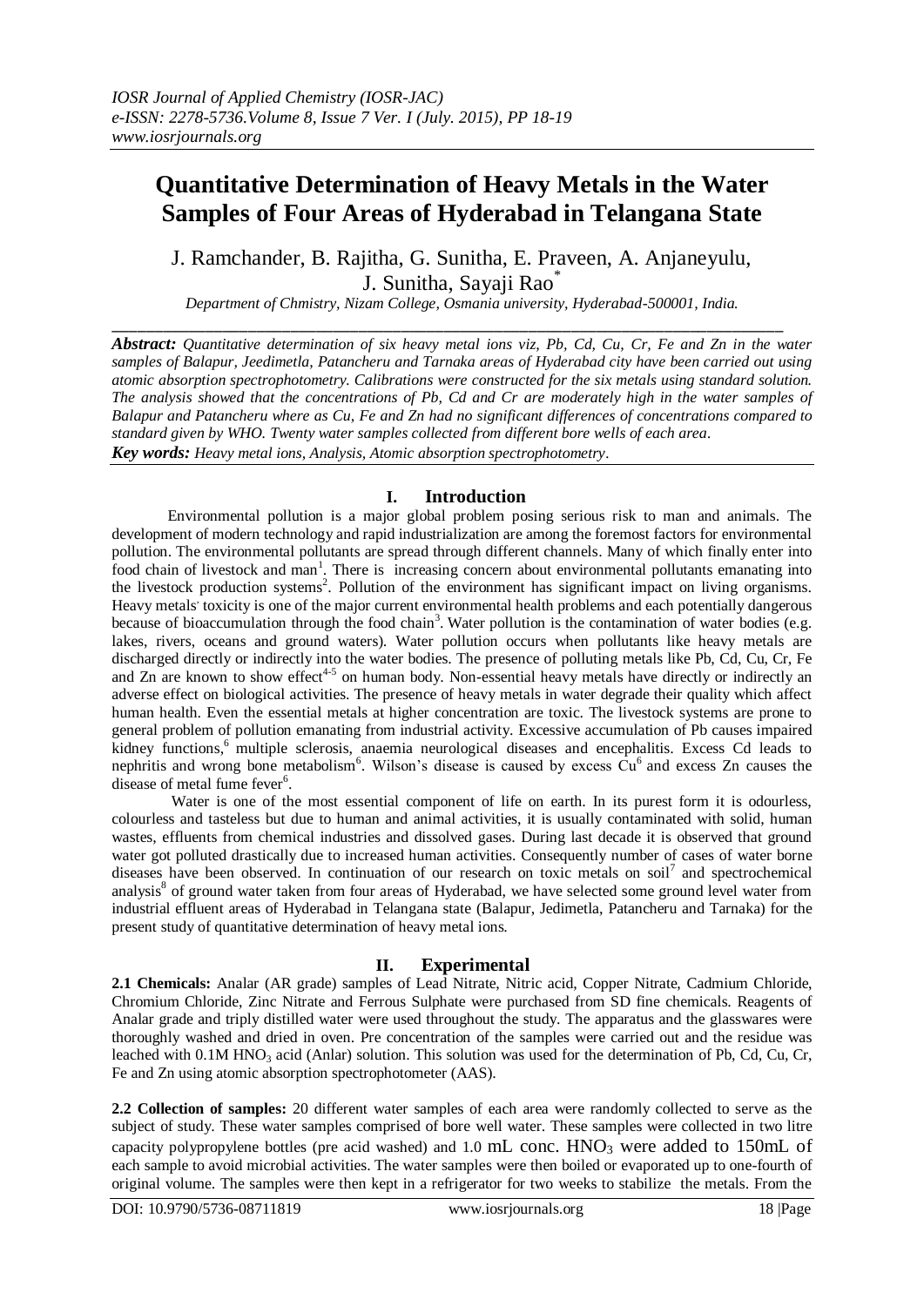# Quantitative Determination of Heavy Metals in the Water Samples of Four Areas of Hyderabad in Telangana State

J. Ramchander, B. Rajitha, G. Sunitha, E. Praveen, A. Anjaneyulu, J. Sunitha, Sayaji Rao[*]

*Department of Chmistry, Nizam College, Osmania university, Hyderabad-500001, India.*

***Abstract:*** *Quantitative determination of six heavy metal ions viz, Pb, Cd, Cu, Cr, Fe and Zn in the water samples of Balapur, Jeedimetla, Patancheru and Tarnaka areas of Hyderabad city have been carried out using atomic absorption spectrophotometry. Calibrations were constructed for the six metals using standard solution. The analysis showed that the concentrations of Pb, Cd and Cr are moderately high in the water samples of Balapur and Patancheru where as Cu, Fe and Zn had no significant differences of concentrations compared to standard given by WHO. Twenty water samples collected from different bore wells of each area.*

***Key words:*** *Heavy metal ions, Analysis, Atomic absorption spectrophotometry.*

## I. Introduction

Environmental pollution is a major global problem posing serious risk to man and animals. The development of modern technology and rapid industrialization are among the foremost factors for environmental pollution. The environmental pollutants are spread through different channels. Many of which finally enter into food chain of livestock and man[1]. There is increasing concern about environmental pollutants emanating into the livestock production systems[2]. Pollution of the environment has significant impact on living organisms. Heavy metals' toxicity is one of the major current environmental health problems and each potentially dangerous because of bioaccumulation through the food chain[3]. Water pollution is the contamination of water bodies (e.g. lakes, rivers, oceans and ground waters). Water pollution occurs when pollutants like heavy metals are discharged directly or indirectly into the water bodies. The presence of polluting metals like Pb, Cd, Cu, Cr, Fe and Zn are known to show effect[4-5] on human body. Non-essential heavy metals have directly or indirectly an adverse effect on biological activities. The presence of heavy metals in water degrade their quality which affect human health. Even the essential metals at higher concentration are toxic. The livestock systems are prone to general problem of pollution emanating from industrial activity. Excessive accumulation of Pb causes impaired kidney functions,[6] multiple sclerosis, anaemia neurological diseases and encephalitis. Excess Cd leads to nephritis and wrong bone metabolism[6]. Wilson's disease is caused by excess Cu[6] and excess Zn causes the disease of metal fume fever[6].

Water is one of the most essential component of life on earth. In its purest form it is odourless, colourless and tasteless but due to human and animal activities, it is usually contaminated with solid, human wastes, effluents from chemical industries and dissolved gases. During last decade it is observed that ground water got polluted drastically due to increased human activities. Consequently number of cases of water borne diseases have been observed. In continuation of our research on toxic metals on soil[7] and spectrochemical analysis[8] of ground water taken from four areas of Hyderabad, we have selected some ground level water from industrial effluent areas of Hyderabad in Telangana state (Balapur, Jedimetla, Patancheru and Tarnaka) for the present study of quantitative determination of heavy metal ions.

## II. Experimental

**2.1 Chemicals:** Analar (AR grade) samples of Lead Nitrate, Nitric acid, Copper Nitrate, Cadmium Chloride, Chromium Chloride, Zinc Nitrate and Ferrous Sulphate were purchased from SD fine chemicals. Reagents of Analar grade and triply distilled water were used throughout the study. The apparatus and the glasswares were thoroughly washed and dried in oven. Pre concentration of the samples were carried out and the residue was leached with 0.1M $HNO_3$ acid (Anlar) solution. This solution was used for the determination of Pb, Cd, Cu, Cr, Fe and Zn using atomic absorption spectrophotometer (AAS).

**2.2 Collection of samples:** 20 different water samples of each area were randomly collected to serve as the subject of study. These water samples comprised of bore well water. These samples were collected in two litre capacity polypropylene bottles (pre acid washed) and 1.0 mL conc. $HNO_3$ were added to 150mL of each sample to avoid microbial activities. The water samples were then boiled or evaporated up to one-fourth of original volume. The samples were then kept in a refrigerator for two weeks to stabilize the metals. From the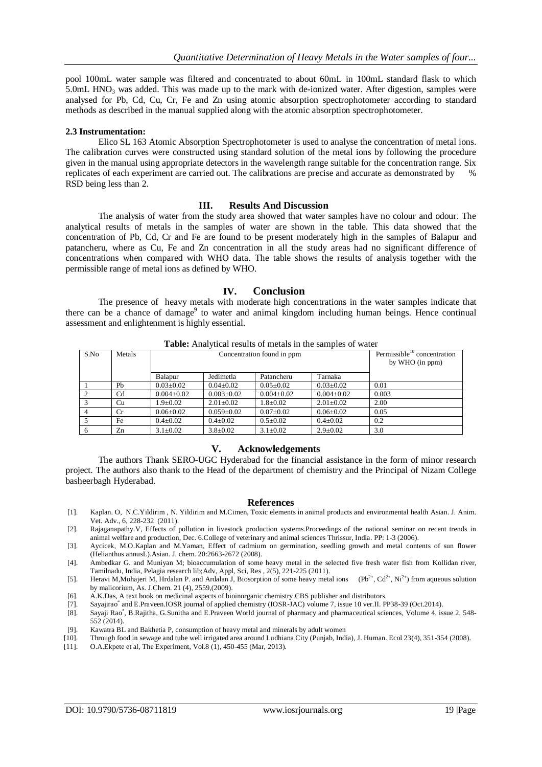pool 100mL water sample was filtered and concentrated to about 60mL in 100mL standard flask to which 5.0mL $HNO_3$ was added. This was made up to the mark with de-ionized water. After digestion, samples were analysed for Pb, Cd, Cu, Cr, Fe and Zn using atomic absorption spectrophotometer according to standard methods as described in the manual supplied along with the atomic absorption spectrophotometer.

**2.3 Instrumentation:**

Elico SL 163 Atomic Absorption Spectrophotometer is used to analyse the concentration of metal ions. The calibration curves were constructed using standard solution of the metal ions by following the procedure given in the manual using appropriate detectors in the wavelength range suitable for the concentration range. Six replicates of each experiment are carried out. The calibrations are precise and accurate as demonstrated by % RSD being less than 2.

## III. Results And Discussion

The analysis of water from the study area showed that water samples have no colour and odour. The analytical results of metals in the samples of water are shown in the table. This data showed that the concentration of Pb, Cd, Cr and Fe are found to be present moderately high in the samples of Balapur and patancheru, where as Cu, Fe and Zn concentration in all the study areas had no significant difference of concentrations when compared with WHO data. The table shows the results of analysis together with the permissible range of metal ions as defined by WHO.

## IV. Conclusion

The presence of heavy metals with moderate high concentrations in the water samples indicate that there can be a chance of damage[9] to water and animal kingdom including human beings. Hence continual assessment and enlightenment is highly essential.

**Table:** Analytical results of metals in the samples of water

| S.No | Metals | Concentration found in ppm | | | | Permissible[10] concentration by WHO (in ppm) |
|---|---|---|---|---|---|---|
| | | Balapur | Jedimetla | Patancheru | Tarnaka | |
| 1 | Pb | 0.03±0.02 | 0.04±0.02 | 0.05±0.02 | 0.03±0.02 | 0.01 |
| 2 | Cd | 0.004±0.02 | 0.003±0.02 | 0.004±0.02 | 0.004±0.02 | 0.003 |
| 3 | Cu | 1.9±0.02 | 2.01±0.02 | 1.8±0.02 | 2.01±0.02 | 2.00 |
| 4 | Cr | 0.06±0.02 | 0.059±0.02 | 0.07±0.02 | 0.06±0.02 | 0.05 |
| 5 | Fe | 0.4±0.02 | 0.4±0.02 | 0.5±0.02 | 0.4±0.02 | 0.2 |
| 6 | Zn | 3.1±0.02 | 3.8±0.02 | 3.1±0.02 | 2.9±0.02 | 3.0 |

## V. Acknowledgements

The authors Thank SERO-UGC Hyderabad for the financial assistance in the form of minor research project. The authors also thank to the Head of the department of chemistry and the Principal of Nizam College basheerbagh Hyderabad.

## References

[1]. Kaplan. O, N.C.Yildirim , N. Yildirim and M.Cimen, Toxic elements in animal products and environmental health Asian. J. Anim. Vet. Adv., 6, 228-232 (2011).

[2]. Rajaganapathy.V, Effects of pollution in livestock production systems.Proceedings of the national seminar on recent trends in animal welfare and production, Dec. 6.College of veterinary and animal sciences Thrissur, India. PP: 1-3 (2006).

[3]. Aycicek, M.O.Kaplan and M.Yaman, Effect of cadmium on germination, seedling growth and metal contents of sun flower (Helianthus annusL).Asian. J. chem. 20:2663-2672 (2008).

[4]. Ambedkar G. and Muniyan M; bioaccumulation of some heavy metal in the selected five fresh water fish from Kollidan river, Tamilnadu, India, Pelagia research lib;Adv, Appl, Sci, Res , 2(5), 221-225 (2011).

[5]. Heravi M,Mohajeri M, Hrdalan P. and Ardalan J, Biosorption of some heavy metal ions ($Pb^{2+}$, $Cd^{2+}$, $Ni^{2+}$) from aqueous solution by malicorium, As. J.Chem. 21 (4), 2559,(2009).

[6]. A.K.Das, A text book on medicinal aspects of bioinorganic chemistry.CBS publisher and distributors.

[7]. Sayajirao* and E.Praveen.IOSR journal of applied chemistry (IOSR-JAC) volume 7, issue 10 ver.II. PP38-39 (Oct.2014).

[8]. Sayaji Rao*, B.Rajitha, G.Sunitha and E.Praveen World journal of pharmacy and pharmaceutical sciences, Volume 4, issue 2, 548-552 (2014).

[9]. Kawatra BL and Bakhetia P, consumption of heavy metal and minerals by adult women

[10]. Through food in sewage and tube well irrigated area around Ludhiana City (Punjab, India), J. Human. Ecol 23(4), 351-354 (2008).

[11]. O.A.Ekpete et al, The Experiment, Vol.8 (1), 450-455 (Mar, 2013).